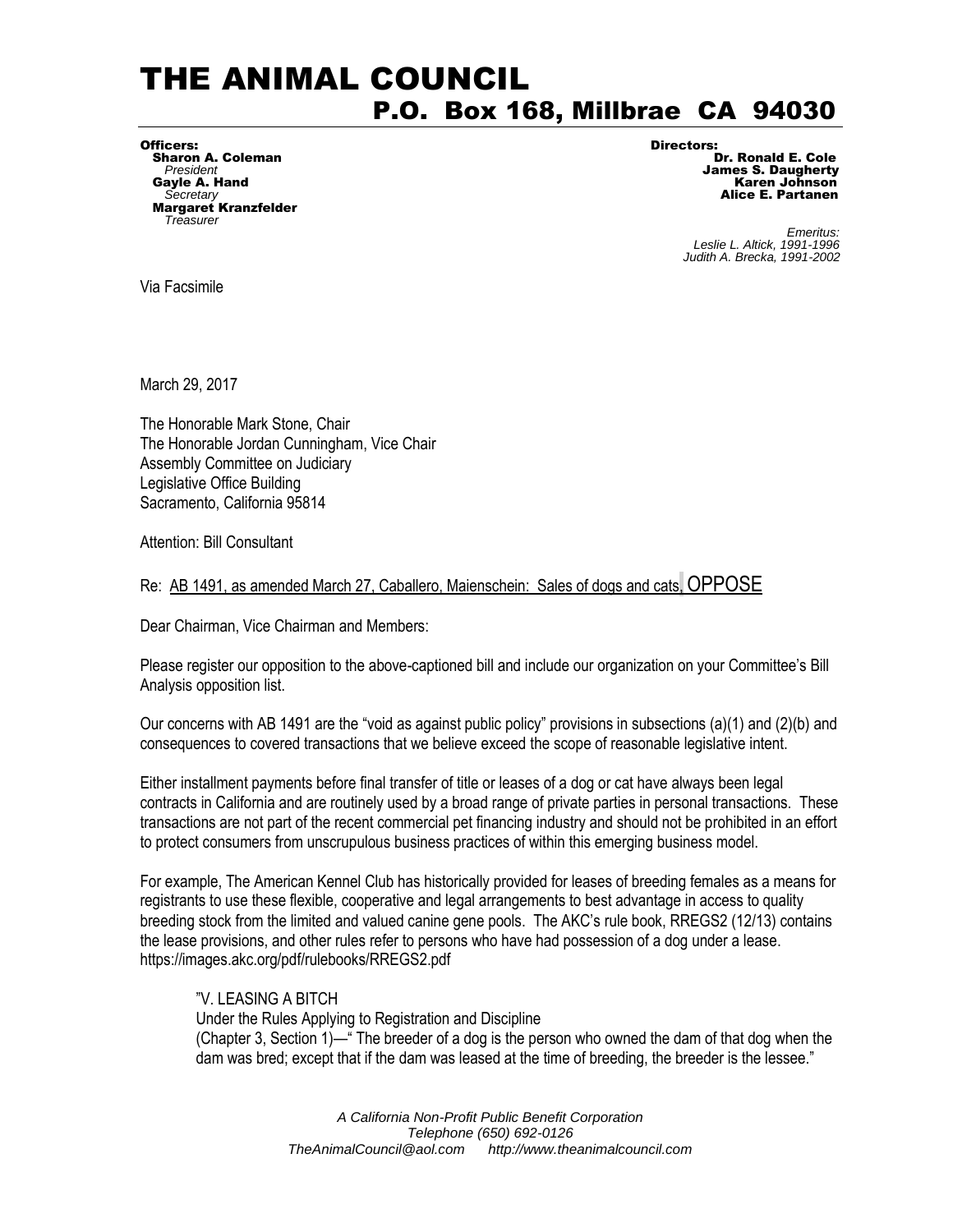# THE ANIMAL COUNCIL

## P.O. Box 168, Millbrae CA 94030

**Officers:**
**Sharon A. Coleman**
*President*
**Gayle A. Hand**
*Secretary*
**Margaret Kranzfelder**
*Treasurer*

**Directors:**
**Dr. Ronald E. Cole**
**James S. Daugherty**
**Karen Johnson**
**Alice E. Partanen**

*Emeritus:*
*Leslie L. Altick, 1991-1996*
*Judith A. Brecka, 1991-2002*

Via Facsimile

March 29, 2017

The Honorable Mark Stone, Chair
The Honorable Jordan Cunningham, Vice Chair
Assembly Committee on Judiciary
Legislative Office Building
Sacramento, California 95814

Attention: Bill Consultant

Re: <u>AB 1491, as amended March 27, Caballero, Maienschein: Sales of dogs and cats, OPPOSE</u>

Dear Chairman, Vice Chairman and Members:

Please register our opposition to the above-captioned bill and include our organization on your Committee's Bill Analysis opposition list.

Our concerns with AB 1491 are the "void as against public policy" provisions in subsections (a)(1) and (2)(b) and consequences to covered transactions that we believe exceed the scope of reasonable legislative intent.

Either installment payments before final transfer of title or leases of a dog or cat have always been legal contracts in California and are routinely used by a broad range of private parties in personal transactions. These transactions are not part of the recent commercial pet financing industry and should not be prohibited in an effort to protect consumers from unscrupulous business practices of within this emerging business model.

For example, The American Kennel Club has historically provided for leases of breeding females as a means for registrants to use these flexible, cooperative and legal arrangements to best advantage in access to quality breeding stock from the limited and valued canine gene pools. The AKC's rule book, RREGS2 (12/13) contains the lease provisions, and other rules refer to persons who have had possession of a dog under a lease. https://images.akc.org/pdf/rulebooks/RREGS2.pdf

> "V. LEASING A BITCH
> Under the Rules Applying to Registration and Discipline
> (Chapter 3, Section 1)—" The breeder of a dog is the person who owned the dam of that dog when the dam was bred; except that if the dam was leased at the time of breeding, the breeder is the lessee."

*A California Non-Profit Public Benefit Corporation*
*Telephone (650) 692-0126*
*TheAnimalCouncil@aol.com http://www.theanimalcouncil.com*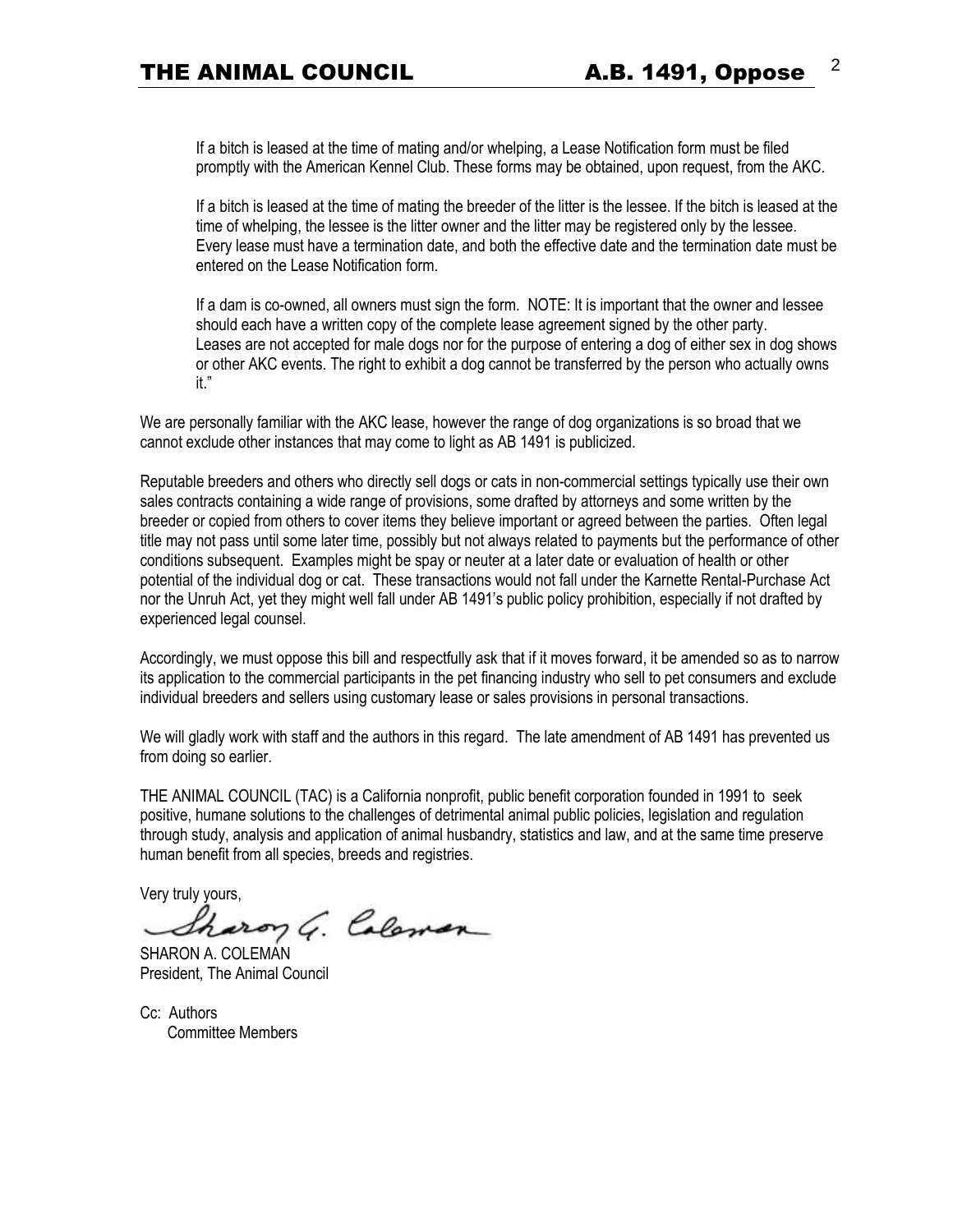If a bitch is leased at the time of mating and/or whelping, a Lease Notification form must be filed promptly with the American Kennel Club. These forms may be obtained, upon request, from the AKC.

If a bitch is leased at the time of mating the breeder of the litter is the lessee. If the bitch is leased at the time of whelping, the lessee is the litter owner and the litter may be registered only by the lessee. Every lease must have a termination date, and both the effective date and the termination date must be entered on the Lease Notification form.

If a dam is co-owned, all owners must sign the form. NOTE: It is important that the owner and lessee should each have a written copy of the complete lease agreement signed by the other party. Leases are not accepted for male dogs nor for the purpose of entering a dog of either sex in dog shows or other AKC events. The right to exhibit a dog cannot be transferred by the person who actually owns it."

We are personally familiar with the AKC lease, however the range of dog organizations is so broad that we cannot exclude other instances that may come to light as AB 1491 is publicized.

Reputable breeders and others who directly sell dogs or cats in non-commercial settings typically use their own sales contracts containing a wide range of provisions, some drafted by attorneys and some written by the breeder or copied from others to cover items they believe important or agreed between the parties. Often legal title may not pass until some later time, possibly but not always related to payments but the performance of other conditions subsequent. Examples might be spay or neuter at a later date or evaluation of health or other potential of the individual dog or cat. These transactions would not fall under the Karnette Rental-Purchase Act nor the Unruh Act, yet they might well fall under AB 1491's public policy prohibition, especially if not drafted by experienced legal counsel.

Accordingly, we must oppose this bill and respectfully ask that if it moves forward, it be amended so as to narrow its application to the commercial participants in the pet financing industry who sell to pet consumers and exclude individual breeders and sellers using customary lease or sales provisions in personal transactions.

We will gladly work with staff and the authors in this regard. The late amendment of AB 1491 has prevented us from doing so earlier.

THE ANIMAL COUNCIL (TAC) is a California nonprofit, public benefit corporation founded in 1991 to seek positive, humane solutions to the challenges of detrimental animal public policies, legislation and regulation through study, analysis and application of animal husbandry, statistics and law, and at the same time preserve human benefit from all species, breeds and registries.

Very truly yours,

Sharon G. Coleman

SHARON A. COLEMAN
President, The Animal Council

Cc: Authors
Committee Members